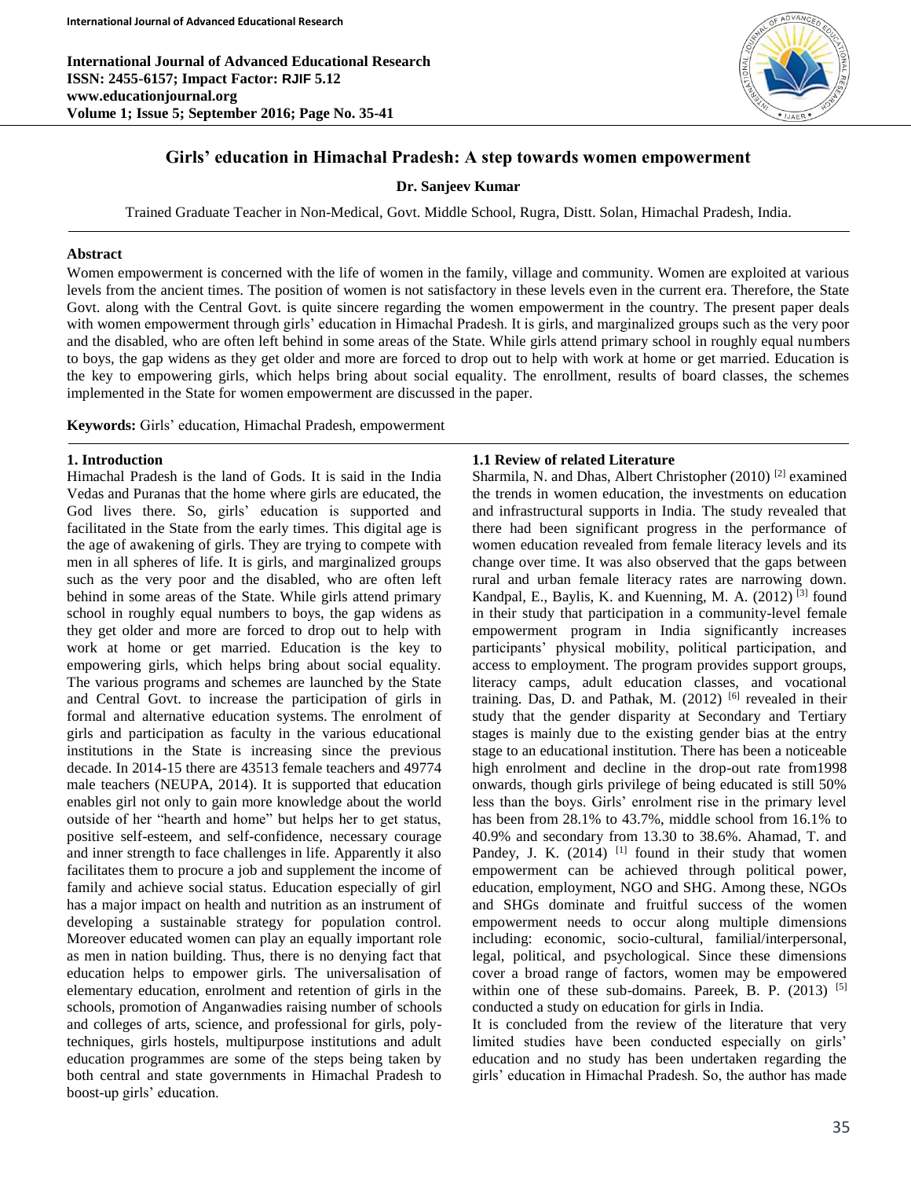# Girls' education in Himachal Pradesh: A step towards women empowerment

**Dr. Sanjeev Kumar**

Trained Graduate Teacher in Non-Medical, Govt. Middle School, Rugra, Distt. Solan, Himachal Pradesh, India.

### Abstract

Women empowerment is concerned with the life of women in the family, village and community. Women are exploited at various levels from the ancient times. The position of women is not satisfactory in these levels even in the current era. Therefore, the State Govt. along with the Central Govt. is quite sincere regarding the women empowerment in the country. The present paper deals with women empowerment through girls' education in Himachal Pradesh. It is girls, and marginalized groups such as the very poor and the disabled, who are often left behind in some areas of the State. While girls attend primary school in roughly equal numbers to boys, the gap widens as they get older and more are forced to drop out to help with work at home or get married. Education is the key to empowering girls, which helps bring about social equality. The enrollment, results of board classes, the schemes implemented in the State for women empowerment are discussed in the paper.

**Keywords:** Girls' education, Himachal Pradesh, empowerment

## 1. Introduction

Himachal Pradesh is the land of Gods. It is said in the India Vedas and Puranas that the home where girls are educated, the God lives there. So, girls' education is supported and facilitated in the State from the early times. This digital age is the age of awakening of girls. They are trying to compete with men in all spheres of life. It is girls, and marginalized groups such as the very poor and the disabled, who are often left behind in some areas of the State. While girls attend primary school in roughly equal numbers to boys, the gap widens as they get older and more are forced to drop out to help with work at home or get married. Education is the key to empowering girls, which helps bring about social equality. The various programs and schemes are launched by the State and Central Govt. to increase the participation of girls in formal and alternative education systems. The enrolment of girls and participation as faculty in the various educational institutions in the State is increasing since the previous decade. In 2014-15 there are 43513 female teachers and 49774 male teachers (NEUPA, 2014). It is supported that education enables girl not only to gain more knowledge about the world outside of her "hearth and home" but helps her to get status, positive self-esteem, and self-confidence, necessary courage and inner strength to face challenges in life. Apparently it also facilitates them to procure a job and supplement the income of family and achieve social status. Education especially of girl has a major impact on health and nutrition as an instrument of developing a sustainable strategy for population control. Moreover educated women can play an equally important role as men in nation building. Thus, there is no denying fact that education helps to empower girls. The universalisation of elementary education, enrolment and retention of girls in the schools, promotion of Anganwadies raising number of schools and colleges of arts, science, and professional for girls, poly-techniques, girls hostels, multipurpose institutions and adult education programmes are some of the steps being taken by both central and state governments in Himachal Pradesh to boost-up girls' education.

### 1.1 Review of related Literature

Sharmila, N. and Dhas, Albert Christopher (2010) [2] examined the trends in women education, the investments on education and infrastructural supports in India. The study revealed that there had been significant progress in the performance of women education revealed from female literacy levels and its change over time. It was also observed that the gaps between rural and urban female literacy rates are narrowing down. Kandpal, E., Baylis, K. and Kuenning, M. A. (2012) [3] found in their study that participation in a community-level female empowerment program in India significantly increases participants' physical mobility, political participation, and access to employment. The program provides support groups, literacy camps, adult education classes, and vocational training. Das, D. and Pathak, M. (2012) [6] revealed in their study that the gender disparity at Secondary and Tertiary stages is mainly due to the existing gender bias at the entry stage to an educational institution. There has been a noticeable high enrolment and decline in the drop-out rate from1998 onwards, though girls privilege of being educated is still 50% less than the boys. Girls' enrolment rise in the primary level has been from 28.1% to 43.7%, middle school from 16.1% to 40.9% and secondary from 13.30 to 38.6%. Ahamad, T. and Pandey, J. K. (2014) [1] found in their study that women empowerment can be achieved through political power, education, employment, NGO and SHG. Among these, NGOs and SHGs dominate and fruitful success of the women empowerment needs to occur along multiple dimensions including: economic, socio-cultural, familial/interpersonal, legal, political, and psychological. Since these dimensions cover a broad range of factors, women may be empowered within one of these sub-domains. Pareek, B. P. (2013) [5] conducted a study on education for girls in India.

It is concluded from the review of the literature that very limited studies have been conducted especially on girls' education and no study has been undertaken regarding the girls' education in Himachal Pradesh. So, the author has made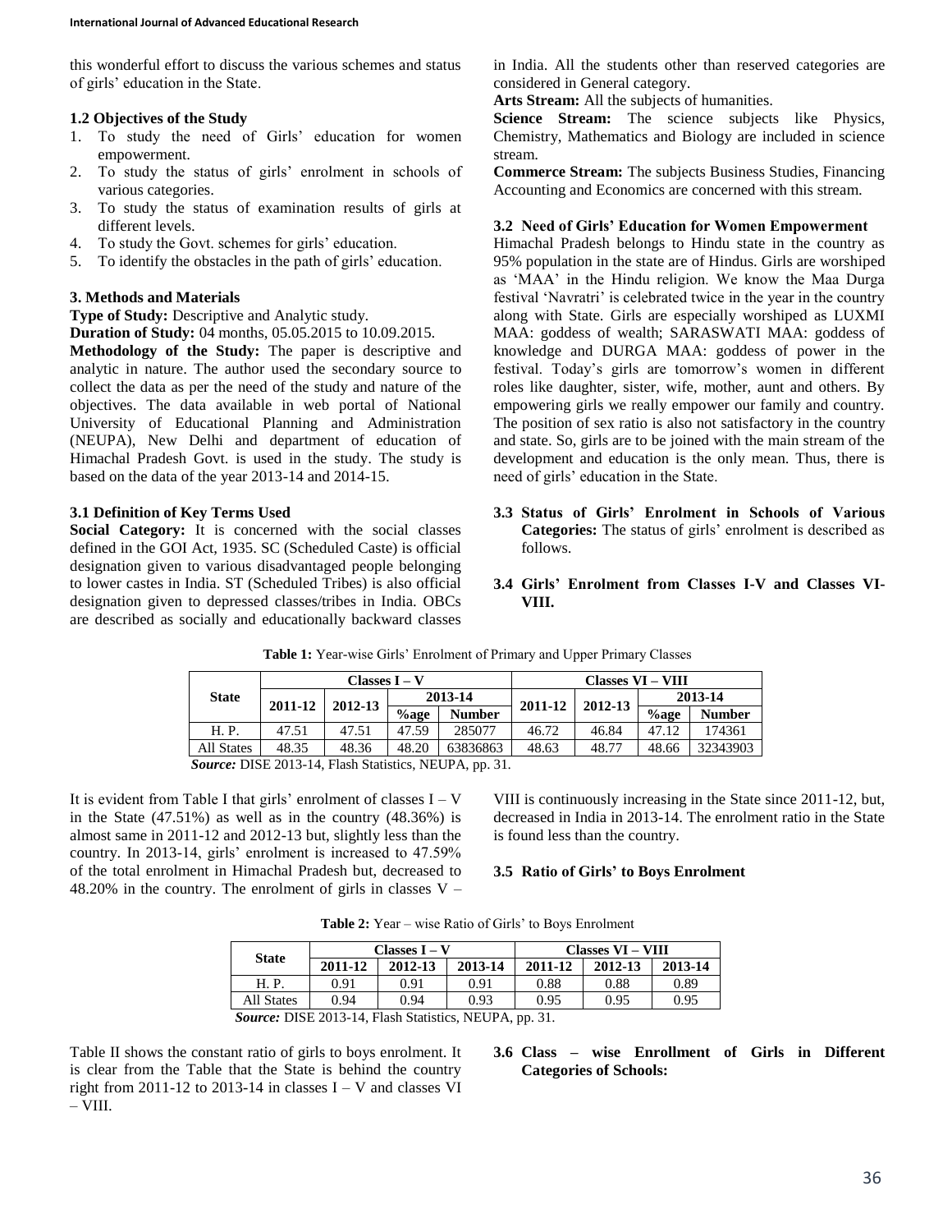this wonderful effort to discuss the various schemes and status of girls' education in the State.

### 1.2 Objectives of the Study

1. To study the need of Girls' education for women empowerment.
2. To study the status of girls' enrolment in schools of various categories.
3. To study the status of examination results of girls at different levels.
4. To study the Govt. schemes for girls' education.
5. To identify the obstacles in the path of girls' education.

## 3. Methods and Materials

**Type of Study:** Descriptive and Analytic study.

**Duration of Study:** 04 months, 05.05.2015 to 10.09.2015.

**Methodology of the Study:** The paper is descriptive and analytic in nature. The author used the secondary source to collect the data as per the need of the study and nature of the objectives. The data available in web portal of National University of Educational Planning and Administration (NEUPA), New Delhi and department of education of Himachal Pradesh Govt. is used in the study. The study is based on the data of the year 2013-14 and 2014-15.

### 3.1 Definition of Key Terms Used

**Social Category:** It is concerned with the social classes defined in the GOI Act, 1935. SC (Scheduled Caste) is official designation given to various disadvantaged people belonging to lower castes in India. ST (Scheduled Tribes) is also official designation given to depressed classes/tribes in India. OBCs are described as socially and educationally backward classes in India. All the students other than reserved categories are considered in General category.

**Arts Stream:** All the subjects of humanities.

**Science Stream:** The science subjects like Physics, Chemistry, Mathematics and Biology are included in science stream.

**Commerce Stream:** The subjects Business Studies, Financing Accounting and Economics are concerned with this stream.

### 3.2 Need of Girls' Education for Women Empowerment

Himachal Pradesh belongs to Hindu state in the country as 95% population in the state are of Hindus. Girls are worshiped as 'MAA' in the Hindu religion. We know the Maa Durga festival 'Navratri' is celebrated twice in the year in the country along with State. Girls are especially worshiped as LUXMI MAA: goddess of wealth; SARASWATI MAA: goddess of knowledge and DURGA MAA: goddess of power in the festival. Today's girls are tomorrow's women in different roles like daughter, sister, wife, mother, aunt and others. By empowering girls we really empower our family and country. The position of sex ratio is also not satisfactory in the country and state. So, girls are to be joined with the main stream of the development and education is the only mean. Thus, there is need of girls' education in the State.

### 3.3 Status of Girls' Enrolment in Schools of Various Categories:

The status of girls' enrolment is described as follows.

### 3.4 Girls' Enrolment from Classes I-V and Classes VI-VIII.

**Table 1:** Year-wise Girls' Enrolment of Primary and Upper Primary Classes

| State | Classes I – V | | | | Classes VI – VIII | | | |
|---|---|---|---|---|---|---|---|---|
| | 2011-12 | 2012-13 | 2013-14 | | 2011-12 | 2012-13 | 2013-14 | |
| | | | %age | Number | | | %age | Number |
| H. P. | 47.51 | 47.51 | 47.59 | 285077 | 46.72 | 46.84 | 47.12 | 174361 |
| All States | 48.35 | 48.36 | 48.20 | 63836863 | 48.63 | 48.77 | 48.66 | 32343903 |

***Source:*** DISE 2013-14, Flash Statistics, NEUPA, pp. 31.

It is evident from Table I that girls' enrolment of classes I – V in the State (47.51%) as well as in the country (48.36%) is almost same in 2011-12 and 2012-13 but, slightly less than the country. In 2013-14, girls' enrolment is increased to 47.59% of the total enrolment in Himachal Pradesh but, decreased to 48.20% in the country. The enrolment of girls in classes V – VIII is continuously increasing in the State since 2011-12, but, decreased in India in 2013-14. The enrolment ratio in the State is found less than the country.

### 3.5 Ratio of Girls' to Boys Enrolment

**Table 2:** Year – wise Ratio of Girls' to Boys Enrolment

| State | Classes I – V | | | Classes VI – VIII | | |
|---|---|---|---|---|---|---|
| | 2011-12 | 2012-13 | 2013-14 | 2011-12 | 2012-13 | 2013-14 |
| H. P. | 0.91 | 0.91 | 0.91 | 0.88 | 0.88 | 0.89 |
| All States | 0.94 | 0.94 | 0.93 | 0.95 | 0.95 | 0.95 |

***Source:*** DISE 2013-14, Flash Statistics, NEUPA, pp. 31.

Table II shows the constant ratio of girls to boys enrolment. It is clear from the Table that the State is behind the country right from 2011-12 to 2013-14 in classes I – V and classes VI – VIII.

### 3.6 Class – wise Enrollment of Girls in Different Categories of Schools: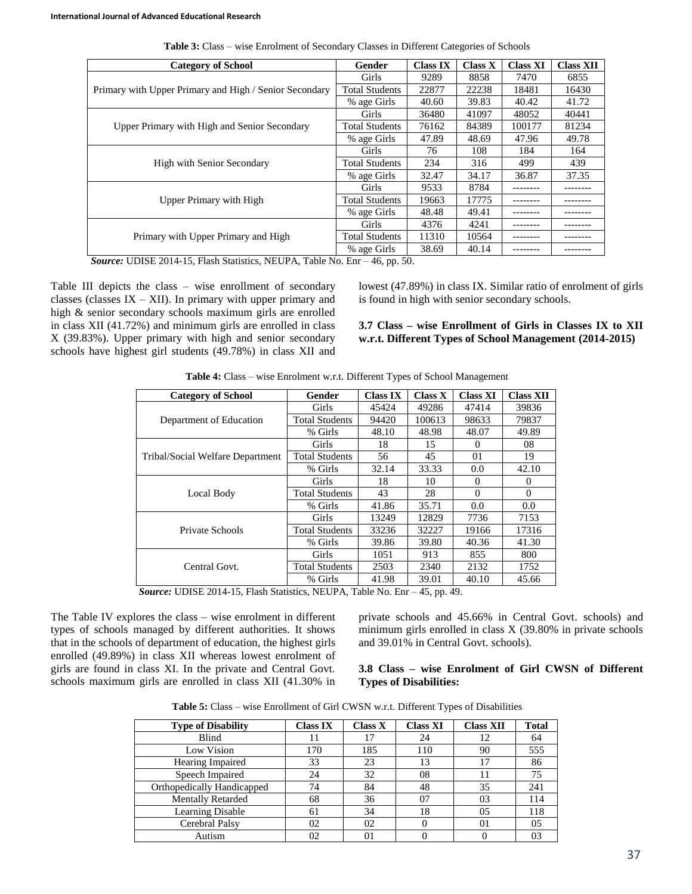**Table 3:** Class – wise Enrolment of Secondary Classes in Different Categories of Schools

| Category of School | Gender | Class IX | Class X | Class XI | Class XII |
|---|---|---|---|---|---|
| Primary with Upper Primary and High / Senior Secondary | Girls | 9289 | 8858 | 7470 | 6855 |
| | Total Students | 22877 | 22238 | 18481 | 16430 |
| | % age Girls | 40.60 | 39.83 | 40.42 | 41.72 |
| Upper Primary with High and Senior Secondary | Girls | 36480 | 41097 | 48052 | 40441 |
| | Total Students | 76162 | 84389 | 100177 | 81234 |
| | % age Girls | 47.89 | 48.69 | 47.96 | 49.78 |
| High with Senior Secondary | Girls | 76 | 108 | 184 | 164 |
| | Total Students | 234 | 316 | 499 | 439 |
| | % age Girls | 32.47 | 34.17 | 36.87 | 37.35 |
| Upper Primary with High | Girls | 9533 | 8784 | -------- | -------- |
| | Total Students | 19663 | 17775 | -------- | -------- |
| | % age Girls | 48.48 | 49.41 | -------- | -------- |
| Primary with Upper Primary and High | Girls | 4376 | 4241 | -------- | -------- |
| | Total Students | 11310 | 10564 | -------- | -------- |
| | % age Girls | 38.69 | 40.14 | -------- | -------- |

***Source:*** UDISE 2014-15, Flash Statistics, NEUPA, Table No. Enr – 46, pp. 50.

Table III depicts the class – wise enrollment of secondary classes (classes IX – XII). In primary with upper primary and high & senior secondary schools maximum girls are enrolled in class XII (41.72%) and minimum girls are enrolled in class X (39.83%). Upper primary with high and senior secondary schools have highest girl students (49.78%) in class XII and lowest (47.89%) in class IX. Similar ratio of enrolment of girls is found in high with senior secondary schools.

### 3.7 Class – wise Enrollment of Girls in Classes IX to XII w.r.t. Different Types of School Management (2014-2015)

**Table 4:** Class – wise Enrolment w.r.t. Different Types of School Management

| Category of School | Gender | Class IX | Class X | Class XI | Class XII |
|---|---|---|---|---|---|
| Department of Education | Girls | 45424 | 49286 | 47414 | 39836 |
| | Total Students | 94420 | 100613 | 98633 | 79837 |
| | % Girls | 48.10 | 48.98 | 48.07 | 49.89 |
| Tribal/Social Welfare Department | Girls | 18 | 15 | 0 | 08 |
| | Total Students | 56 | 45 | 01 | 19 |
| | % Girls | 32.14 | 33.33 | 0.0 | 42.10 |
| Local Body | Girls | 18 | 10 | 0 | 0 |
| | Total Students | 43 | 28 | 0 | 0 |
| | % Girls | 41.86 | 35.71 | 0.0 | 0.0 |
| Private Schools | Girls | 13249 | 12829 | 7736 | 7153 |
| | Total Students | 33236 | 32227 | 19166 | 17316 |
| | % Girls | 39.86 | 39.80 | 40.36 | 41.30 |
| Central Govt. | Girls | 1051 | 913 | 855 | 800 |
| | Total Students | 2503 | 2340 | 2132 | 1752 |
| | % Girls | 41.98 | 39.01 | 40.10 | 45.66 |

***Source:*** UDISE 2014-15, Flash Statistics, NEUPA, Table No. Enr – 45, pp. 49.

The Table IV explores the class – wise enrolment in different types of schools managed by different authorities. It shows that in the schools of department of education, the highest girls enrolled (49.89%) in class XII whereas lowest enrolment of girls are found in class XI. In the private and Central Govt. schools maximum girls are enrolled in class XII (41.30% in private schools and 45.66% in Central Govt. schools) and minimum girls enrolled in class X (39.80% in private schools and 39.01% in Central Govt. schools).

### 3.8 Class – wise Enrolment of Girl CWSN of Different Types of Disabilities:

**Table 5:** Class – wise Enrollment of Girl CWSN w.r.t. Different Types of Disabilities

| Type of Disability | Class IX | Class X | Class XI | Class XII | Total |
|---|---|---|---|---|---|
| Blind | 11 | 17 | 24 | 12 | 64 |
| Low Vision | 170 | 185 | 110 | 90 | 555 |
| Hearing Impaired | 33 | 23 | 13 | 17 | 86 |
| Speech Impaired | 24 | 32 | 08 | 11 | 75 |
| Orthopedically Handicapped | 74 | 84 | 48 | 35 | 241 |
| Mentally Retarded | 68 | 36 | 07 | 03 | 114 |
| Learning Disable | 61 | 34 | 18 | 05 | 118 |
| Cerebral Palsy | 02 | 02 | 0 | 01 | 05 |
| Autism | 02 | 01 | 0 | 0 | 03 |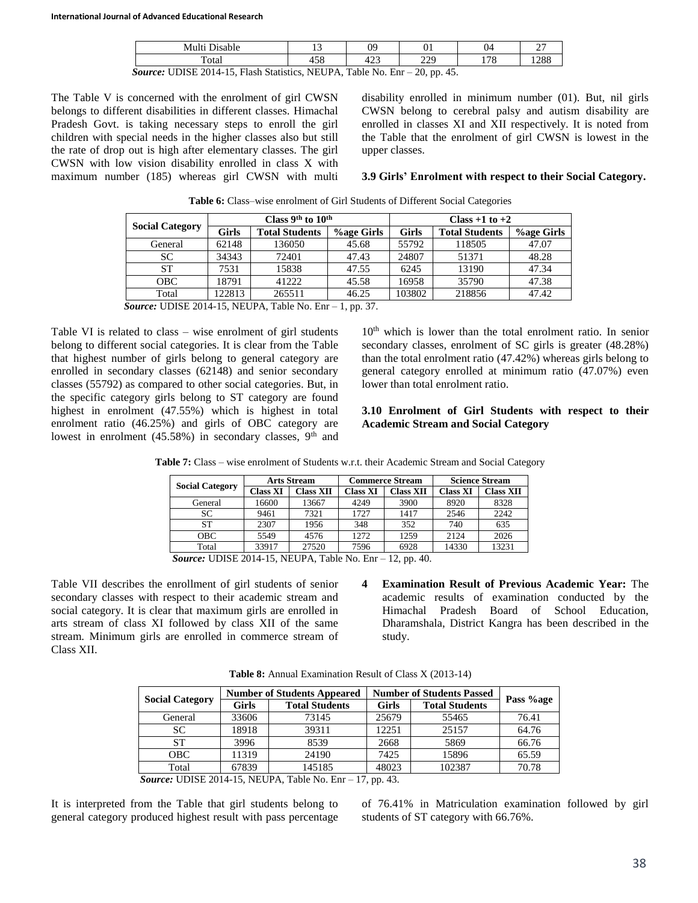| Multi Disable | 13 | 09 | 01 | 04 | 27 |
|---|---|---|---|---|---|
| Total | 458 | 423 | 229 | 178 | 1288 |

***Source:*** UDISE 2014-15, Flash Statistics, NEUPA, Table No. Enr – 20, pp. 45.

The Table V is concerned with the enrolment of girl CWSN belongs to different disabilities in different classes. Himachal Pradesh Govt. is taking necessary steps to enroll the girl children with special needs in the higher classes also but still the rate of drop out is high after elementary classes. The girl CWSN with low vision disability enrolled in class X with maximum number (185) whereas girl CWSN with multi disability enrolled in minimum number (01). But, nil girls CWSN belong to cerebral palsy and autism disability are enrolled in classes XI and XII respectively. It is noted from the Table that the enrolment of girl CWSN is lowest in the upper classes.

### 3.9 Girls' Enrolment with respect to their Social Category.

**Table 6:** Class–wise enrolment of Girl Students of Different Social Categories

| Social Category | Class 9th to 10th | | | Class +1 to +2 | | |
|---|---|---|---|---|---|---|
| | Girls | Total Students | %age Girls | Girls | Total Students | %age Girls |
| General | 62148 | 136050 | 45.68 | 55792 | 118505 | 47.07 |
| SC | 34343 | 72401 | 47.43 | 24807 | 51371 | 48.28 |
| ST | 7531 | 15838 | 47.55 | 6245 | 13190 | 47.34 |
| OBC | 18791 | 41222 | 45.58 | 16958 | 35790 | 47.38 |
| Total | 122813 | 265511 | 46.25 | 103802 | 218856 | 47.42 |

***Source:*** UDISE 2014-15, NEUPA, Table No. Enr – 1, pp. 37.

Table VI is related to class – wise enrolment of girl students belong to different social categories. It is clear from the Table that highest number of girls belong to general category are enrolled in secondary classes (62148) and senior secondary classes (55792) as compared to other social categories. But, in the specific category girls belong to ST category are found highest in enrolment (47.55%) which is highest in total enrolment ratio (46.25%) and girls of OBC category are lowest in enrolment (45.58%) in secondary classes, 9th and 10th which is lower than the total enrolment ratio. In senior secondary classes, enrolment of SC girls is greater (48.28%) than the total enrolment ratio (47.42%) whereas girls belong to general category enrolled at minimum ratio (47.07%) even lower than total enrolment ratio.

### 3.10 Enrolment of Girl Students with respect to their Academic Stream and Social Category

**Table 7:** Class – wise enrolment of Students w.r.t. their Academic Stream and Social Category

| Social Category | Arts Stream | | Commerce Stream | | Science Stream | |
|---|---|---|---|---|---|---|
| | Class XI | Class XII | Class XI | Class XII | Class XI | Class XII |
| General | 16600 | 13667 | 4249 | 3900 | 8920 | 8328 |
| SC | 9461 | 7321 | 1727 | 1417 | 2546 | 2242 |
| ST | 2307 | 1956 | 348 | 352 | 740 | 635 |
| OBC | 5549 | 4576 | 1272 | 1259 | 2124 | 2026 |
| Total | 33917 | 27520 | 7596 | 6928 | 14330 | 13231 |

***Source:*** UDISE 2014-15, NEUPA, Table No. Enr – 12, pp. 40.

Table VII describes the enrollment of girl students of senior secondary classes with respect to their academic stream and social category. It is clear that maximum girls are enrolled in arts stream of class XI followed by class XII of the same stream. Minimum girls are enrolled in commerce stream of Class XII.

4. **Examination Result of Previous Academic Year:** The academic results of examination conducted by the Himachal Pradesh Board of School Education, Dharamshala, District Kangra has been described in the study.

**Table 8:** Annual Examination Result of Class X (2013-14)

| Social Category | Number of Students Appeared | | Number of Students Passed | | Pass %age |
|---|---|---|---|---|---|
| | Girls | Total Students | Girls | Total Students | |
| General | 33606 | 73145 | 25679 | 55465 | 76.41 |
| SC | 18918 | 39311 | 12251 | 25157 | 64.76 |
| ST | 3996 | 8539 | 2668 | 5869 | 66.76 |
| OBC | 11319 | 24190 | 7425 | 15896 | 65.59 |
| Total | 67839 | 145185 | 48023 | 102387 | 70.78 |

***Source:*** UDISE 2014-15, NEUPA, Table No. Enr – 17, pp. 43.

It is interpreted from the Table that girl students belong to general category produced highest result with pass percentage of 76.41% in Matriculation examination followed by girl students of ST category with 66.76%.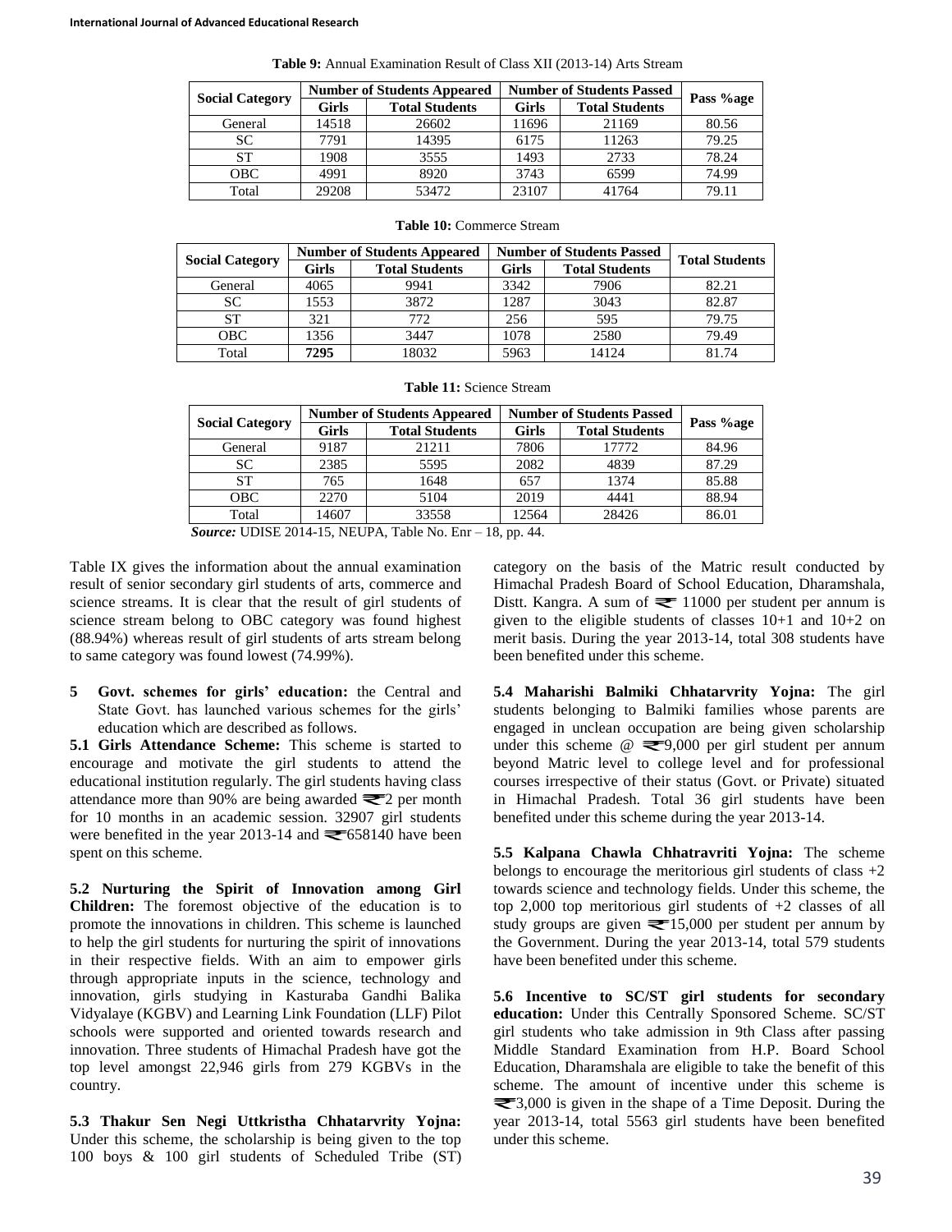**Table 9:** Annual Examination Result of Class XII (2013-14) Arts Stream

| Social Category | Number of Students Appeared | | Number of Students Passed | | Pass %age |
|---|---|---|---|---|---|
| | Girls | Total Students | Girls | Total Students | |
| General | 14518 | 26602 | 11696 | 21169 | 80.56 |
| SC | 7791 | 14395 | 6175 | 11263 | 79.25 |
| ST | 1908 | 3555 | 1493 | 2733 | 78.24 |
| OBC | 4991 | 8920 | 3743 | 6599 | 74.99 |
| Total | 29208 | 53472 | 23107 | 41764 | 79.11 |

**Table 10:** Commerce Stream

| Social Category | Number of Students Appeared | | Number of Students Passed | | Total Students |
|---|---|---|---|---|---|
| | Girls | Total Students | Girls | Total Students | |
| General | 4065 | 9941 | 3342 | 7906 | 82.21 |
| SC | 1553 | 3872 | 1287 | 3043 | 82.87 |
| ST | 321 | 772 | 256 | 595 | 79.75 |
| OBC | 1356 | 3447 | 1078 | 2580 | 79.49 |
| Total | **7295** | 18032 | 5963 | 14124 | 81.74 |

**Table 11:** Science Stream

| Social Category | Number of Students Appeared | | Number of Students Passed | | Pass %age |
|---|---|---|---|---|---|
| | Girls | Total Students | Girls | Total Students | |
| General | 9187 | 21211 | 7806 | 17772 | 84.96 |
| SC | 2385 | 5595 | 2082 | 4839 | 87.29 |
| ST | 765 | 1648 | 657 | 1374 | 85.88 |
| OBC | 2270 | 5104 | 2019 | 4441 | 88.94 |
| Total | 14607 | 33558 | 12564 | 28426 | 86.01 |

***Source:*** UDISE 2014-15, NEUPA, Table No. Enr – 18, pp. 44.

Table IX gives the information about the annual examination result of senior secondary girl students of arts, commerce and science streams. It is clear that the result of girl students of science stream belong to OBC category was found highest (88.94%) whereas result of girl students of arts stream belong to same category was found lowest (74.99%).

5 **Govt. schemes for girls' education:** the Central and State Govt. has launched various schemes for the girls' education which are described as follows.

**5.1 Girls Attendance Scheme:** This scheme is started to encourage and motivate the girl students to attend the educational institution regularly. The girl students having class attendance more than 90% are being awarded ₹2 per month for 10 months in an academic session. 32907 girl students were benefited in the year 2013-14 and ₹658140 have been spent on this scheme.

**5.2 Nurturing the Spirit of Innovation among Girl Children:** The foremost objective of the education is to promote the innovations in children. This scheme is launched to help the girl students for nurturing the spirit of innovations in their respective fields. With an aim to empower girls through appropriate inputs in the science, technology and innovation, girls studying in Kasturaba Gandhi Balika Vidyalaye (KGBV) and Learning Link Foundation (LLF) Pilot schools were supported and oriented towards research and innovation. Three students of Himachal Pradesh have got the top level amongst 22,946 girls from 279 KGBVs in the country.

**5.3 Thakur Sen Negi Uttkristha Chhatarvrity Yojna:** Under this scheme, the scholarship is being given to the top 100 boys & 100 girl students of Scheduled Tribe (ST) category on the basis of the Matric result conducted by Himachal Pradesh Board of School Education, Dharamshala, Distt. Kangra. A sum of ₹ 11000 per student per annum is given to the eligible students of classes 10+1 and 10+2 on merit basis. During the year 2013-14, total 308 students have been benefited under this scheme.

**5.4 Maharishi Balmiki Chhatarvrity Yojna:** The girl students belonging to Balmiki families whose parents are engaged in unclean occupation are being given scholarship under this scheme @ ₹9,000 per girl student per annum beyond Matric level to college level and for professional courses irrespective of their status (Govt. or Private) situated in Himachal Pradesh. Total 36 girl students have been benefited under this scheme during the year 2013-14.

**5.5 Kalpana Chawla Chhatravriti Yojna:** The scheme belongs to encourage the meritorious girl students of class +2 towards science and technology fields. Under this scheme, the top 2,000 top meritorious girl students of +2 classes of all study groups are given ₹15,000 per student per annum by the Government. During the year 2013-14, total 579 students have been benefited under this scheme.

**5.6 Incentive to SC/ST girl students for secondary education:** Under this Centrally Sponsored Scheme. SC/ST girl students who take admission in 9th Class after passing Middle Standard Examination from H.P. Board School Education, Dharamshala are eligible to take the benefit of this scheme. The amount of incentive under this scheme is ₹3,000 is given in the shape of a Time Deposit. During the year 2013-14, total 5563 girl students have been benefited under this scheme.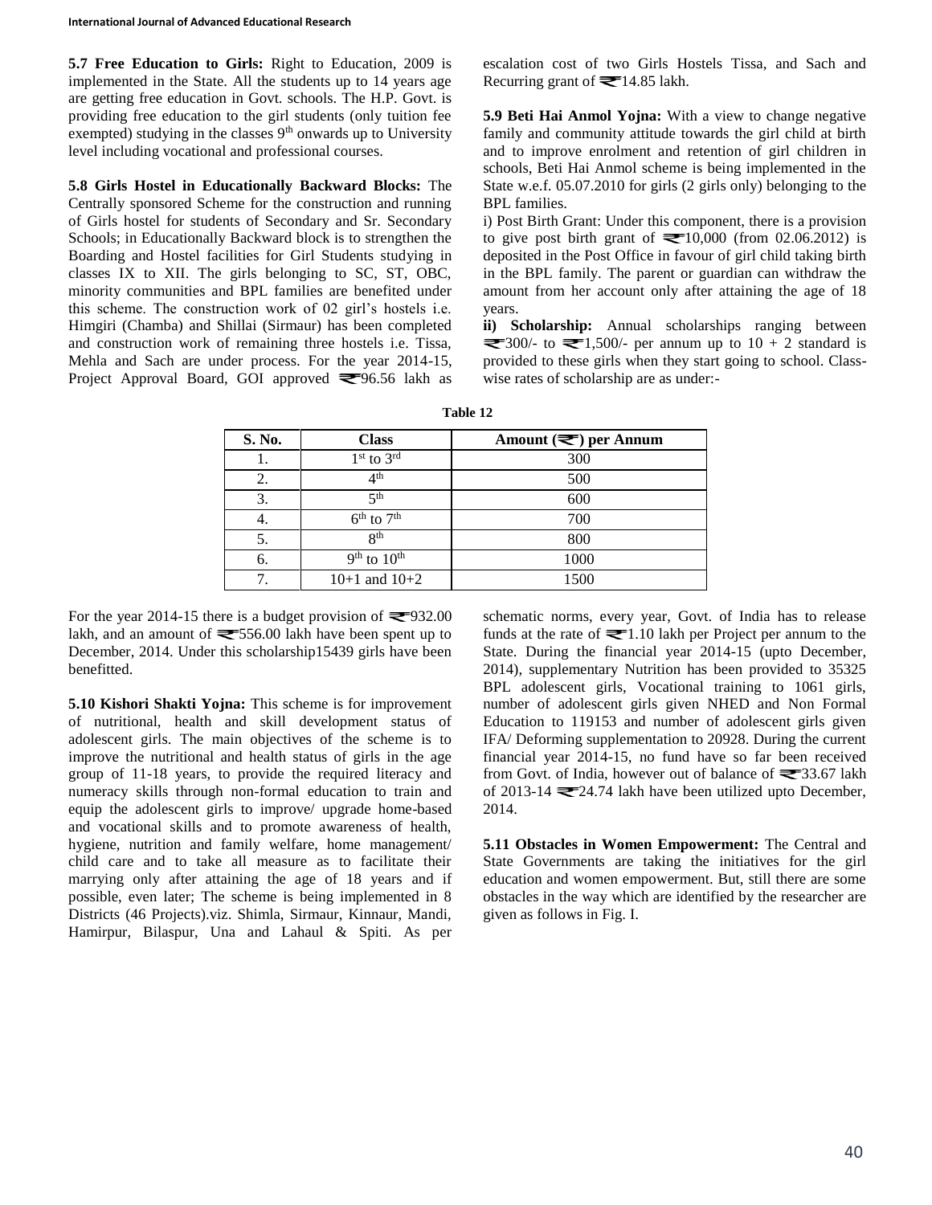**5.7 Free Education to Girls:** Right to Education, 2009 is implemented in the State. All the students up to 14 years age are getting free education in Govt. schools. The H.P. Govt. is providing free education to the girl students (only tuition fee exempted) studying in the classes 9th onwards up to University level including vocational and professional courses.

**5.8 Girls Hostel in Educationally Backward Blocks:** The Centrally sponsored Scheme for the construction and running of Girls hostel for students of Secondary and Sr. Secondary Schools; in Educationally Backward block is to strengthen the Boarding and Hostel facilities for Girl Students studying in classes IX to XII. The girls belonging to SC, ST, OBC, minority communities and BPL families are benefited under this scheme. The construction work of 02 girl's hostels i.e. Himgiri (Chamba) and Shillai (Sirmaur) has been completed and construction work of remaining three hostels i.e. Tissa, Mehla and Sach are under process. For the year 2014-15, Project Approval Board, GOI approved ₹96.56 lakh as escalation cost of two Girls Hostels Tissa, and Sach and Recurring grant of ₹14.85 lakh.

**5.9 Beti Hai Anmol Yojna:** With a view to change negative family and community attitude towards the girl child at birth and to improve enrolment and retention of girl children in schools, Beti Hai Anmol scheme is being implemented in the State w.e.f. 05.07.2010 for girls (2 girls only) belonging to the BPL families.

i) Post Birth Grant: Under this component, there is a provision to give post birth grant of ₹10,000 (from 02.06.2012) is deposited in the Post Office in favour of girl child taking birth in the BPL family. The parent or guardian can withdraw the amount from her account only after attaining the age of 18 years.

**ii) Scholarship:** Annual scholarships ranging between ₹300/- to ₹1,500/- per annum up to 10 + 2 standard is provided to these girls when they start going to school. Class-wise rates of scholarship are as under:-

**Table 12**

| S. No. | Class | Amount (₹) per Annum |
|---|---|---|
| 1. | 1st to 3rd | 300 |
| 2. | 4th | 500 |
| 3. | 5th | 600 |
| 4. | 6th to 7th | 700 |
| 5. | 8th | 800 |
| 6. | 9th to 10th | 1000 |
| 7. | 10+1 and 10+2 | 1500 |

For the year 2014-15 there is a budget provision of ₹932.00 lakh, and an amount of ₹556.00 lakh have been spent up to December, 2014. Under this scholarship15439 girls have been benefitted.

**5.10 Kishori Shakti Yojna:** This scheme is for improvement of nutritional, health and skill development status of adolescent girls. The main objectives of the scheme is to improve the nutritional and health status of girls in the age group of 11-18 years, to provide the required literacy and numeracy skills through non-formal education to train and equip the adolescent girls to improve/ upgrade home-based and vocational skills and to promote awareness of health, hygiene, nutrition and family welfare, home management/ child care and to take all measure as to facilitate their marrying only after attaining the age of 18 years and if possible, even later; The scheme is being implemented in 8 Districts (46 Projects).viz. Shimla, Sirmaur, Kinnaur, Mandi, Hamirpur, Bilaspur, Una and Lahaul & Spiti. As per schematic norms, every year, Govt. of India has to release funds at the rate of ₹1.10 lakh per Project per annum to the State. During the financial year 2014-15 (upto December, 2014), supplementary Nutrition has been provided to 35325 BPL adolescent girls, Vocational training to 1061 girls, number of adolescent girls given NHED and Non Formal Education to 119153 and number of adolescent girls given IFA/ Deforming supplementation to 20928. During the current financial year 2014-15, no fund have so far been received from Govt. of India, however out of balance of ₹33.67 lakh of 2013-14 ₹24.74 lakh have been utilized upto December, 2014.

**5.11 Obstacles in Women Empowerment:** The Central and State Governments are taking the initiatives for the girl education and women empowerment. But, still there are some obstacles in the way which are identified by the researcher are given as follows in Fig. I.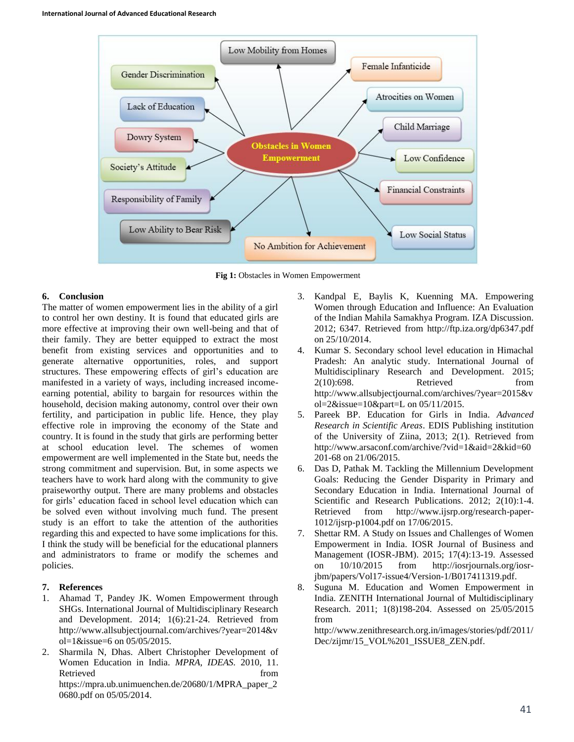Gender Discrimination

Low Mobility from Homes

Female Infanticide

Atrocities on Women

Lack of Education

Child Marriage

Dowry System

Obstacles in Women Empowerment

Low Confidence

Society's Attitude

Financial Constraints

Responsibility of Family

Low Ability to Bear Risk

Low Social Status

No Ambition for Achievement

**Fig 1:** Obstacles in Women Empowerment

## 6. Conclusion

The matter of women empowerment lies in the ability of a girl to control her own destiny. It is found that educated girls are more effective at improving their own well-being and that of their family. They are better equipped to extract the most benefit from existing services and opportunities and to generate alternative opportunities, roles, and support structures. These empowering effects of girl's education are manifested in a variety of ways, including increased income-earning potential, ability to bargain for resources within the household, decision making autonomy, control over their own fertility, and participation in public life. Hence, they play effective role in improving the economy of the State and country. It is found in the study that girls are performing better at school education level. The schemes of women empowerment are well implemented in the State but, needs the strong commitment and supervision. But, in some aspects we teachers have to work hard along with the community to give praiseworthy output. There are many problems and obstacles for girls' education faced in school level education which can be solved even without involving much fund. The present study is an effort to take the attention of the authorities regarding this and expected to have some implications for this. I think the study will be beneficial for the educational planners and administrators to frame or modify the schemes and policies.

## 7. References

1. Ahamad T, Pandey JK. Women Empowerment through SHGs. International Journal of Multidisciplinary Research and Development. 2014; 1(6):21-24. Retrieved from http://www.allsubjectjournal.com/archives/?year=2014&vol=1&issue=6 on 05/05/2015.
2. Sharmila N, Dhas. Albert Christopher Development of Women Education in India. *MPRA, IDEAS.* 2010, 11. Retrieved from https://mpra.ub.uni-muenchen.de/20680/1/MPRA_paper_20680.pdf on 05/05/2014.
3. Kandpal E, Baylis K, Kuenning MA. Empowering Women through Education and Influence: An Evaluation of the Indian Mahila Samakhya Program. IZA Discussion. 2012; 6347. Retrieved from http://ftp.iza.org/dp6347.pdf on 25/10/2014.
4. Kumar S. Secondary school level education in Himachal Pradesh: An analytic study. International Journal of Multidisciplinary Research and Development. 2015; 2(10):698. Retrieved from http://www.allsubjectjournal.com/archives/?year=2015&vol=2&issue=10&part=L on 05/11/2015.
5. Pareek BP. Education for Girls in India. *Advanced Research in Scientific Areas*. EDIS Publishing institution of the University of Ziina, 2013; 2(1). Retrieved from http://www.arsaconf.com/archive/?vid=1&aid=2&kid=60201-68 on 21/06/2015.
6. Das D, Pathak M. Tackling the Millennium Development Goals: Reducing the Gender Disparity in Primary and Secondary Education in India. International Journal of Scientific and Research Publications. 2012; 2(10):1-4. Retrieved from http://www.ijsrp.org/research-paper-1012/ijsrp-p1004.pdf on 17/06/2015.
7. Shettar RM. A Study on Issues and Challenges of Women Empowerment in India. IOSR Journal of Business and Management (IOSR-JBM). 2015; 17(4):13-19. Assessed on 10/10/2015 from http://iosrjournals.org/iosr-jbm/papers/Vol17-issue4/Version-1/B017411319.pdf.
8. Suguna M. Education and Women Empowerment in India. ZENITH International Journal of Multidisciplinary Research. 2011; 1(8)198-204. Assessed on 25/05/2015 from http://www.zenithresearch.org.in/images/stories/pdf/2011/Dec/zijmr/15_VOL%201_ISSUE8_ZEN.pdf.